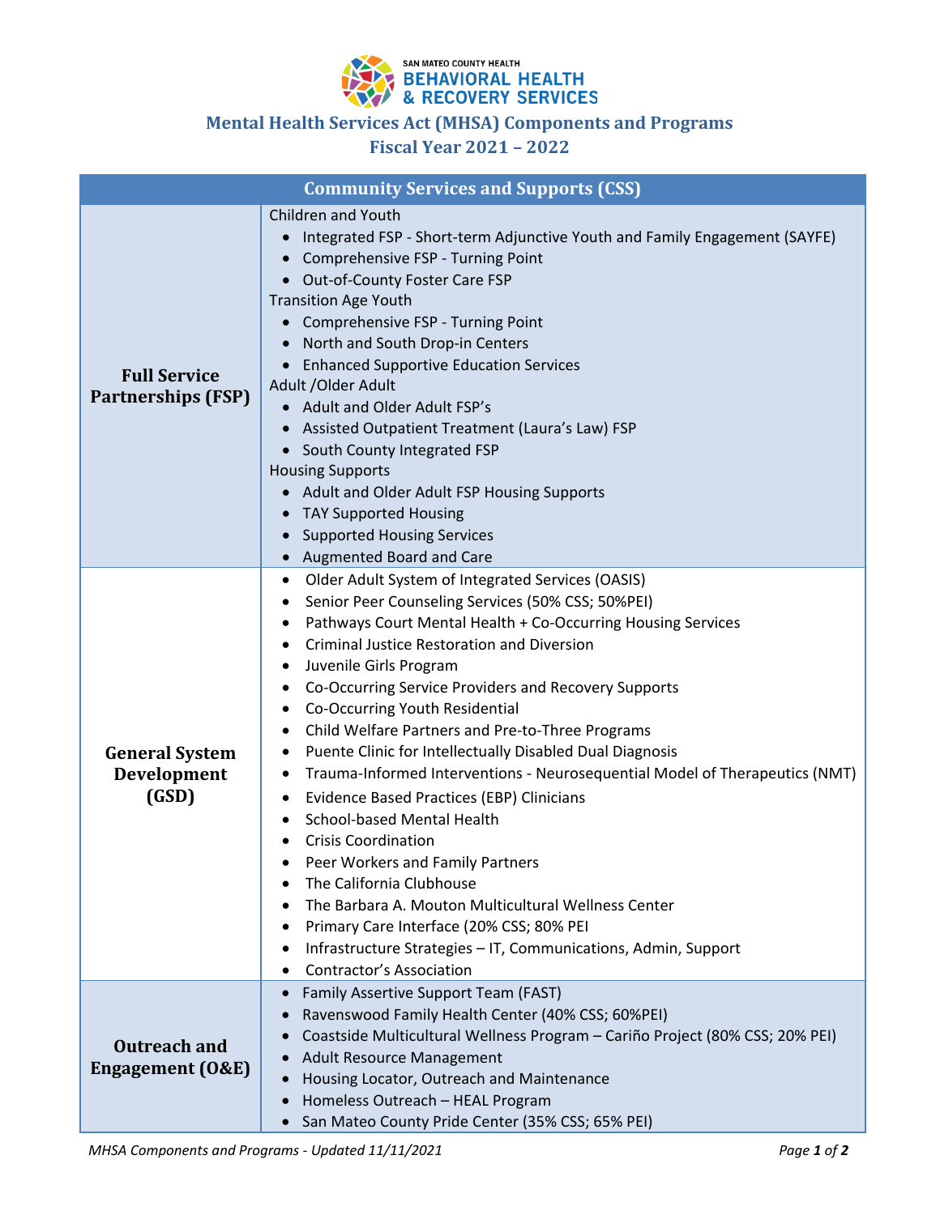SAN MATEO COUNTY HEALTH
BEHAVIORAL HEALTH & RECOVERY SERVICES

# Mental Health Services Act (MHSA) Components and Programs
## Fiscal Year 2021 – 2022

| Community Services and Supports (CSS) | |
|---|---|
| **Full Service Partnerships (FSP)** | Children and Youth<br>• Integrated FSP - Short-term Adjunctive Youth and Family Engagement (SAYFE)<br>• Comprehensive FSP - Turning Point<br>• Out-of-County Foster Care FSP<br>Transition Age Youth<br>• Comprehensive FSP - Turning Point<br>• North and South Drop-in Centers<br>• Enhanced Supportive Education Services<br>Adult /Older Adult<br>• Adult and Older Adult FSP's<br>• Assisted Outpatient Treatment (Laura's Law) FSP<br>• South County Integrated FSP<br>Housing Supports<br>• Adult and Older Adult FSP Housing Supports<br>• TAY Supported Housing<br>• Supported Housing Services<br>• Augmented Board and Care |
| **General System Development (GSD)** | • Older Adult System of Integrated Services (OASIS)<br>• Senior Peer Counseling Services (50% CSS; 50%PEI)<br>• Pathways Court Mental Health + Co-Occurring Housing Services<br>• Criminal Justice Restoration and Diversion<br>• Juvenile Girls Program<br>• Co-Occurring Service Providers and Recovery Supports<br>• Co-Occurring Youth Residential<br>• Child Welfare Partners and Pre-to-Three Programs<br>• Puente Clinic for Intellectually Disabled Dual Diagnosis<br>• Trauma-Informed Interventions - Neurosequential Model of Therapeutics (NMT)<br>• Evidence Based Practices (EBP) Clinicians<br>• School-based Mental Health<br>• Crisis Coordination<br>• Peer Workers and Family Partners<br>• The California Clubhouse<br>• The Barbara A. Mouton Multicultural Wellness Center<br>• Primary Care Interface (20% CSS; 80% PEI<br>• Infrastructure Strategies – IT, Communications, Admin, Support<br>• Contractor's Association |
| **Outreach and Engagement (O&E)** | • Family Assertive Support Team (FAST)<br>• Ravenswood Family Health Center (40% CSS; 60%PEI)<br>• Coastside Multicultural Wellness Program – Cariño Project (80% CSS; 20% PEI)<br>• Adult Resource Management<br>• Housing Locator, Outreach and Maintenance<br>• Homeless Outreach – HEAL Program<br>• San Mateo County Pride Center (35% CSS; 65% PEI) |

*MHSA Components and Programs - Updated 11/11/2021*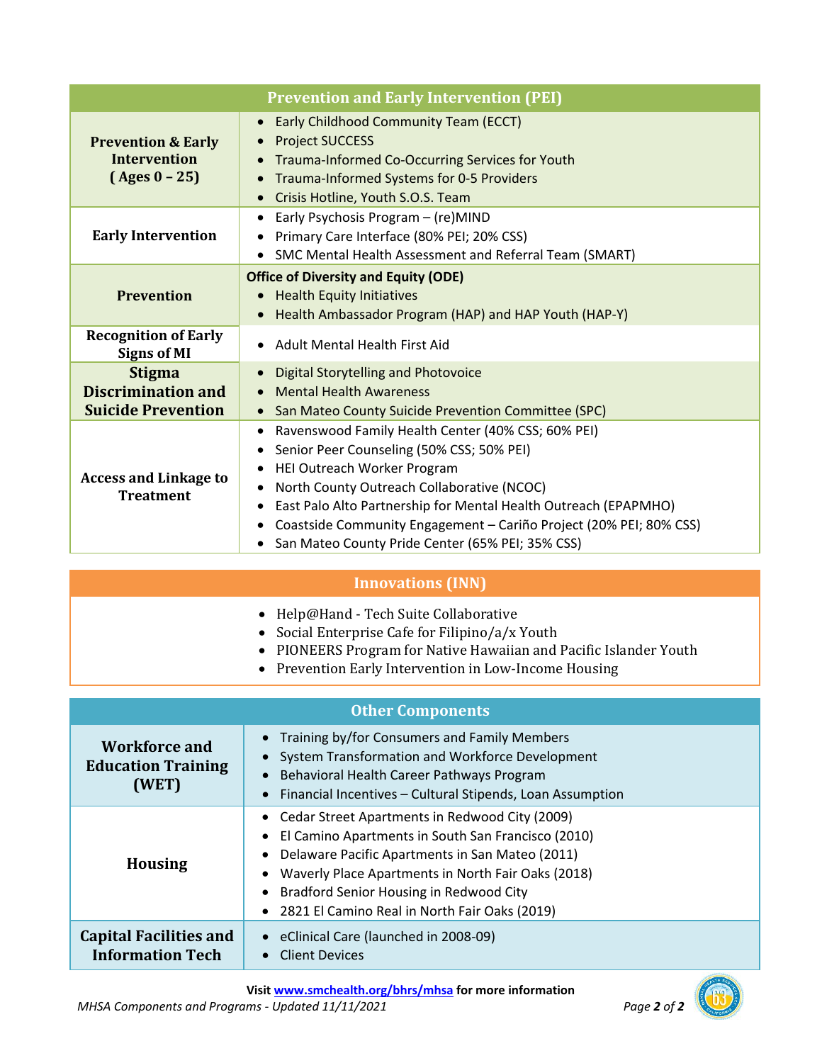| Prevention and Early Intervention (PEI) | |
| --- | --- |
| **Prevention & Early Intervention ( Ages 0 – 25)** | • Early Childhood Community Team (ECCT)<br>• Project SUCCESS<br>• Trauma-Informed Co-Occurring Services for Youth<br>• Trauma-Informed Systems for 0-5 Providers<br>• Crisis Hotline, Youth S.O.S. Team |
| **Early Intervention** | • Early Psychosis Program – (re)MIND<br>• Primary Care Interface (80% PEI; 20% CSS)<br>• SMC Mental Health Assessment and Referral Team (SMART) |
| **Prevention** | **Office of Diversity and Equity (ODE)**<br>• Health Equity Initiatives<br>• Health Ambassador Program (HAP) and HAP Youth (HAP-Y) |
| **Recognition of Early Signs of MI** | • Adult Mental Health First Aid |
| **Stigma Discrimination and Suicide Prevention** | • Digital Storytelling and Photovoice<br>• Mental Health Awareness<br>• San Mateo County Suicide Prevention Committee (SPC) |
| **Access and Linkage to Treatment** | • Ravenswood Family Health Center (40% CSS; 60% PEI)<br>• Senior Peer Counseling (50% CSS; 50% PEI)<br>• HEI Outreach Worker Program<br>• North County Outreach Collaborative (NCOC)<br>• East Palo Alto Partnership for Mental Health Outreach (EPAPMHO)<br>• Coastside Community Engagement – Cariño Project (20% PEI; 80% CSS)<br>• San Mateo County Pride Center (65% PEI; 35% CSS) |

| Innovations (INN) |
| --- |
| • Help@Hand - Tech Suite Collaborative<br>• Social Enterprise Cafe for Filipino/a/x Youth<br>• PIONEERS Program for Native Hawaiian and Pacific Islander Youth<br>• Prevention Early Intervention in Low-Income Housing |

| Other Components | |
| --- | --- |
| **Workforce and Education Training (WET)** | • Training by/for Consumers and Family Members<br>• System Transformation and Workforce Development<br>• Behavioral Health Career Pathways Program<br>• Financial Incentives – Cultural Stipends, Loan Assumption |
| **Housing** | • Cedar Street Apartments in Redwood City (2009)<br>• El Camino Apartments in South San Francisco (2010)<br>• Delaware Pacific Apartments in San Mateo (2011)<br>• Waverly Place Apartments in North Fair Oaks (2018)<br>• Bradford Senior Housing in Redwood City<br>• 2821 El Camino Real in North Fair Oaks (2019) |
| **Capital Facilities and Information Tech** | • eClinical Care (launched in 2008-09)<br>• Client Devices |

**Visit www.smchealth.org/bhrs/mhsa for more information**

*MHSA Components and Programs - Updated 11/11/2021*